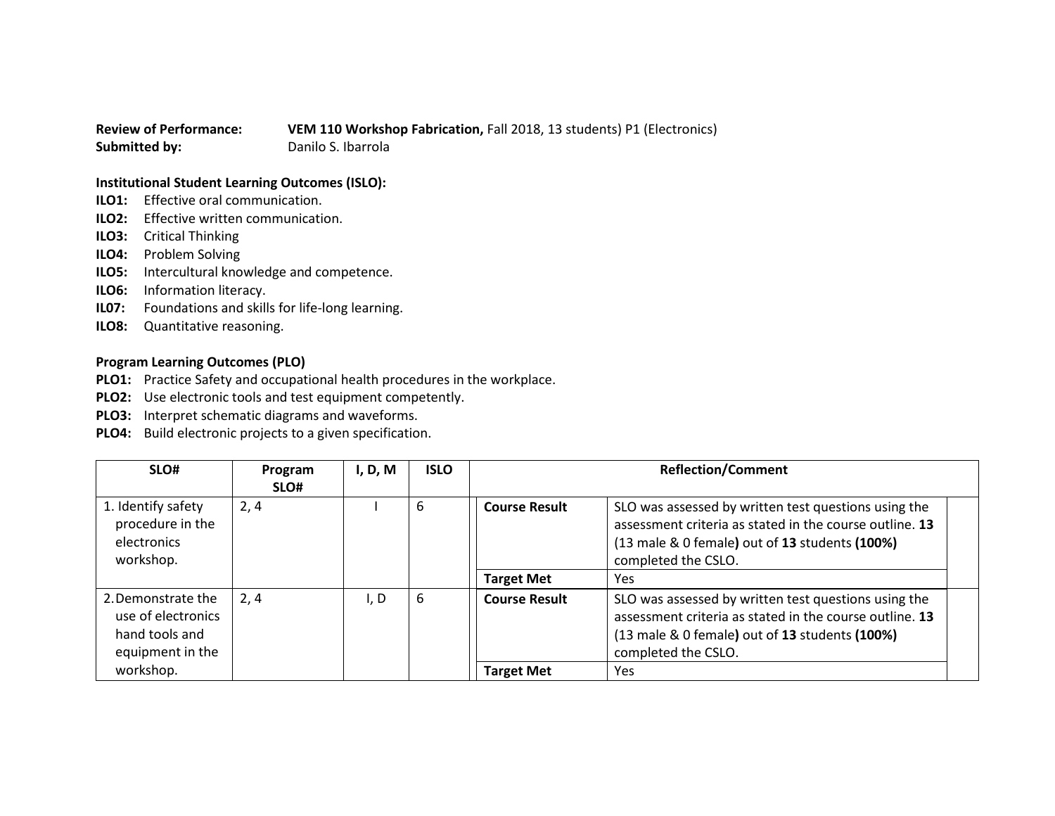**Review of Performance:** **VEM 110 Workshop Fabrication,** Fall 2018, 13 students) P1 (Electronics)
**Submitted by:** Danilo S. Ibarrola

**Institutional Student Learning Outcomes (ISLO):**

**ILO1:** Effective oral communication.
**ILO2:** Effective written communication.
**ILO3:** Critical Thinking
**ILO4:** Problem Solving
**ILO5:** Intercultural knowledge and competence.
**ILO6:** Information literacy.
**IL07:** Foundations and skills for life-long learning.
**ILO8:** Quantitative reasoning.

**Program Learning Outcomes (PLO)**

**PLO1:** Practice Safety and occupational health procedures in the workplace.
**PLO2:** Use electronic tools and test equipment competently.
**PLO3:** Interpret schematic diagrams and waveforms.
**PLO4:** Build electronic projects to a given specification.

| SLO# | Program SLO# | I, D, M | ISLO | Reflection/Comment | |
|---|---|---|---|---|---|
| 1. Identify safety procedure in the electronics workshop. | 2, 4 | I | 6 | **Course Result** | SLO was assessed by written test questions using the assessment criteria as stated in the course outline. **13** (13 male & 0 female**)** out of **13** students **(100%)** completed the CSLO. |
| | | | | **Target Met** | Yes |
| 2. Demonstrate the use of electronics hand tools and equipment in the workshop. | 2, 4 | I, D | 6 | **Course Result** | SLO was assessed by written test questions using the assessment criteria as stated in the course outline. **13** (13 male & 0 female**)** out of **13** students **(100%)** completed the CSLO. |
| | | | | **Target Met** | Yes |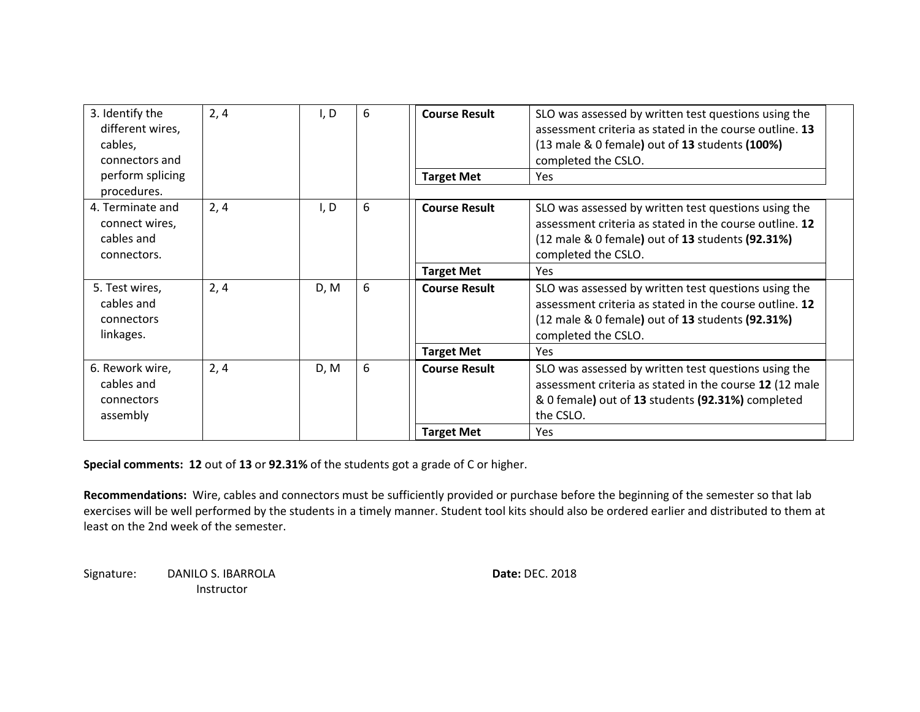| | | | | | |
|---|---|---|---|---|---|
| 3. Identify the different wires, cables, connectors and perform splicing procedures. | 2, 4 | I, D | 6 | **Course Result** | SLO was assessed by written test questions using the assessment criteria as stated in the course outline. **13** (13 male & 0 female**)** out of **13** students **(100%)** completed the CSLO. |
| | | | | **Target Met** | Yes |
| 4. Terminate and connect wires, cables and connectors. | 2, 4 | I, D | 6 | **Course Result** | SLO was assessed by written test questions using the assessment criteria as stated in the course outline. **12** (12 male & 0 female**)** out of **13** students **(92.31%)** completed the CSLO. |
| | | | | **Target Met** | Yes |
| 5. Test wires, cables and connectors linkages. | 2, 4 | D, M | 6 | **Course Result** | SLO was assessed by written test questions using the assessment criteria as stated in the course outline. **12** (12 male & 0 female**)** out of **13** students **(92.31%)** completed the CSLO. |
| | | | | **Target Met** | Yes |
| 6. Rework wire, cables and connectors assembly | 2, 4 | D, M | 6 | **Course Result** | SLO was assessed by written test questions using the assessment criteria as stated in the course **12** (12 male & 0 female**)** out of **13** students **(92.31%)** completed the CSLO. |
| | | | | **Target Met** | Yes |

**Special comments:** **12** out of **13** or **92.31%** of the students got a grade of C or higher.

**Recommendations:** Wire, cables and connectors must be sufficiently provided or purchase before the beginning of the semester so that lab exercises will be well performed by the students in a timely manner. Student tool kits should also be ordered earlier and distributed to them at least on the 2nd week of the semester.

Signature: DANILO S. IBARROLA
Instructor

**Date:** DEC. 2018